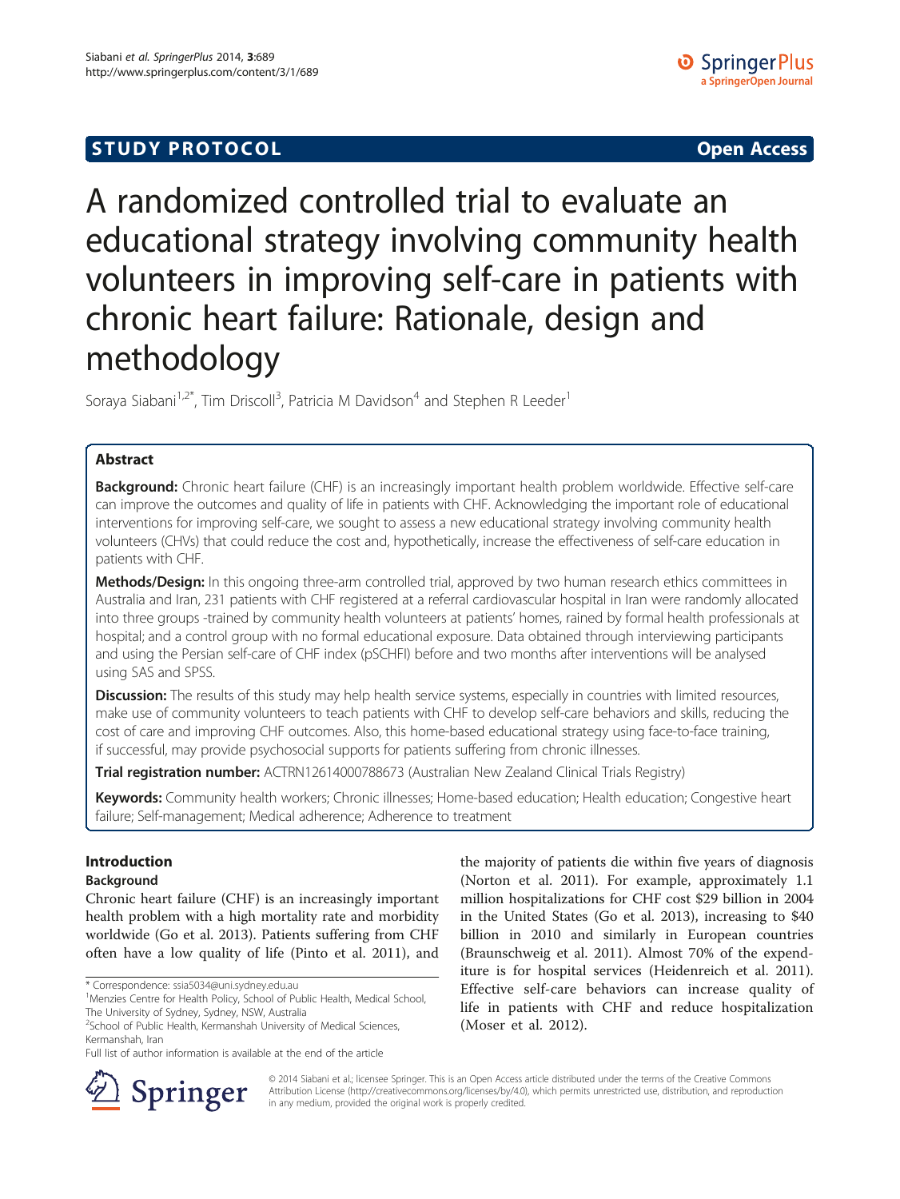STUDY PROTOCOL Open Access

# A randomized controlled trial to evaluate an educational strategy involving community health volunteers in improving self-care in patients with chronic heart failure: Rationale, design and methodology

Soraya Siabani[1,2*], Tim Driscoll[3], Patricia M Davidson[4] and Stephen R Leeder[1]

## Abstract

**Background:** Chronic heart failure (CHF) is an increasingly important health problem worldwide. Effective self-care can improve the outcomes and quality of life in patients with CHF. Acknowledging the important role of educational interventions for improving self-care, we sought to assess a new educational strategy involving community health volunteers (CHVs) that could reduce the cost and, hypothetically, increase the effectiveness of self-care education in patients with CHF.

**Methods/Design:** In this ongoing three-arm controlled trial, approved by two human research ethics committees in Australia and Iran, 231 patients with CHF registered at a referral cardiovascular hospital in Iran were randomly allocated into three groups -trained by community health volunteers at patients' homes, rained by formal health professionals at hospital; and a control group with no formal educational exposure. Data obtained through interviewing participants and using the Persian self-care of CHF index (pSCHFI) before and two months after interventions will be analysed using SAS and SPSS.

**Discussion:** The results of this study may help health service systems, especially in countries with limited resources, make use of community volunteers to teach patients with CHF to develop self-care behaviors and skills, reducing the cost of care and improving CHF outcomes. Also, this home-based educational strategy using face-to-face training, if successful, may provide psychosocial supports for patients suffering from chronic illnesses.

**Trial registration number:** ACTRN12614000788673 (Australian New Zealand Clinical Trials Registry)

**Keywords:** Community health workers; Chronic illnesses; Home-based education; Health education; Congestive heart failure; Self-management; Medical adherence; Adherence to treatment

## Introduction

### Background

Chronic heart failure (CHF) is an increasingly important health problem with a high mortality rate and morbidity worldwide (Go et al. 2013). Patients suffering from CHF often have a low quality of life (Pinto et al. 2011), and the majority of patients die within five years of diagnosis (Norton et al. 2011). For example, approximately 1.1 million hospitalizations for CHF cost $29 billion in 2004 in the United States (Go et al. 2013), increasing to $40 billion in 2010 and similarly in European countries (Braunschweig et al. 2011). Almost 70% of the expenditure is for hospital services (Heidenreich et al. 2011). Effective self-care behaviors can increase quality of life in patients with CHF and reduce hospitalization (Moser et al. 2012).

* Correspondence: ssia5034@uni.sydney.edu.au

[1]Menzies Centre for Health Policy, School of Public Health, Medical School, The University of Sydney, Sydney, NSW, Australia

[2]School of Public Health, Kermanshah University of Medical Sciences, Kermanshah, Iran

Full list of author information is available at the end of the article

© 2014 Siabani et al.; licensee Springer. This is an Open Access article distributed under the terms of the Creative Commons Attribution License (http://creativecommons.org/licenses/by/4.0), which permits unrestricted use, distribution, and reproduction in any medium, provided the original work is properly credited.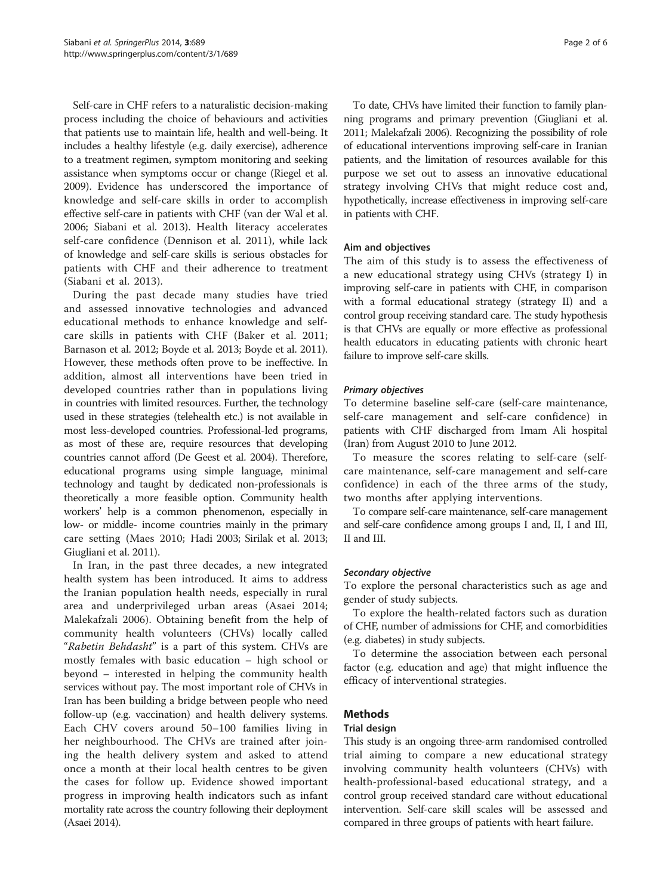Self-care in CHF refers to a naturalistic decision-making process including the choice of behaviours and activities that patients use to maintain life, health and well-being. It includes a healthy lifestyle (e.g. daily exercise), adherence to a treatment regimen, symptom monitoring and seeking assistance when symptoms occur or change (Riegel et al. 2009). Evidence has underscored the importance of knowledge and self-care skills in order to accomplish effective self-care in patients with CHF (van der Wal et al. 2006; Siabani et al. 2013). Health literacy accelerates self-care confidence (Dennison et al. 2011), while lack of knowledge and self-care skills is serious obstacles for patients with CHF and their adherence to treatment (Siabani et al. 2013).

During the past decade many studies have tried and assessed innovative technologies and advanced educational methods to enhance knowledge and self-care skills in patients with CHF (Baker et al. 2011; Barnason et al. 2012; Boyde et al. 2013; Boyde et al. 2011). However, these methods often prove to be ineffective. In addition, almost all interventions have been tried in developed countries rather than in populations living in countries with limited resources. Further, the technology used in these strategies (telehealth etc.) is not available in most less-developed countries. Professional-led programs, as most of these are, require resources that developing countries cannot afford (De Geest et al. 2004). Therefore, educational programs using simple language, minimal technology and taught by dedicated non-professionals is theoretically a more feasible option. Community health workers' help is a common phenomenon, especially in low- or middle- income countries mainly in the primary care setting (Maes 2010; Hadi 2003; Sirilak et al. 2013; Giugliani et al. 2011).

In Iran, in the past three decades, a new integrated health system has been introduced. It aims to address the Iranian population health needs, especially in rural area and underprivileged urban areas (Asaei 2014; Malekafzali 2006). Obtaining benefit from the help of community health volunteers (CHVs) locally called "*Rabetin Behdasht*" is a part of this system. CHVs are mostly females with basic education – high school or beyond – interested in helping the community health services without pay. The most important role of CHVs in Iran has been building a bridge between people who need follow-up (e.g. vaccination) and health delivery systems. Each CHV covers around 50–100 families living in her neighbourhood. The CHVs are trained after joining the health delivery system and asked to attend once a month at their local health centres to be given the cases for follow up. Evidence showed important progress in improving health indicators such as infant mortality rate across the country following their deployment (Asaei 2014).

To date, CHVs have limited their function to family planning programs and primary prevention (Giugliani et al. 2011; Malekafzali 2006). Recognizing the possibility of role of educational interventions improving self-care in Iranian patients, and the limitation of resources available for this purpose we set out to assess an innovative educational strategy involving CHVs that might reduce cost and, hypothetically, increase effectiveness in improving self-care in patients with CHF.

### Aim and objectives

The aim of this study is to assess the effectiveness of a new educational strategy using CHVs (strategy I) in improving self-care in patients with CHF, in comparison with a formal educational strategy (strategy II) and a control group receiving standard care. The study hypothesis is that CHVs are equally or more effective as professional health educators in educating patients with chronic heart failure to improve self-care skills.

#### *Primary objectives*

To determine baseline self-care (self-care maintenance, self-care management and self-care confidence) in patients with CHF discharged from Imam Ali hospital (Iran) from August 2010 to June 2012.

To measure the scores relating to self-care (self-care maintenance, self-care management and self-care confidence) in each of the three arms of the study, two months after applying interventions.

To compare self-care maintenance, self-care management and self-care confidence among groups I and, II, I and III, II and III.

#### *Secondary objective*

To explore the personal characteristics such as age and gender of study subjects.

To explore the health-related factors such as duration of CHF, number of admissions for CHF, and comorbidities (e.g. diabetes) in study subjects.

To determine the association between each personal factor (e.g. education and age) that might influence the efficacy of interventional strategies.

## Methods

### Trial design

This study is an ongoing three-arm randomised controlled trial aiming to compare a new educational strategy involving community health volunteers (CHVs) with health-professional-based educational strategy, and a control group received standard care without educational intervention. Self-care skill scales will be assessed and compared in three groups of patients with heart failure.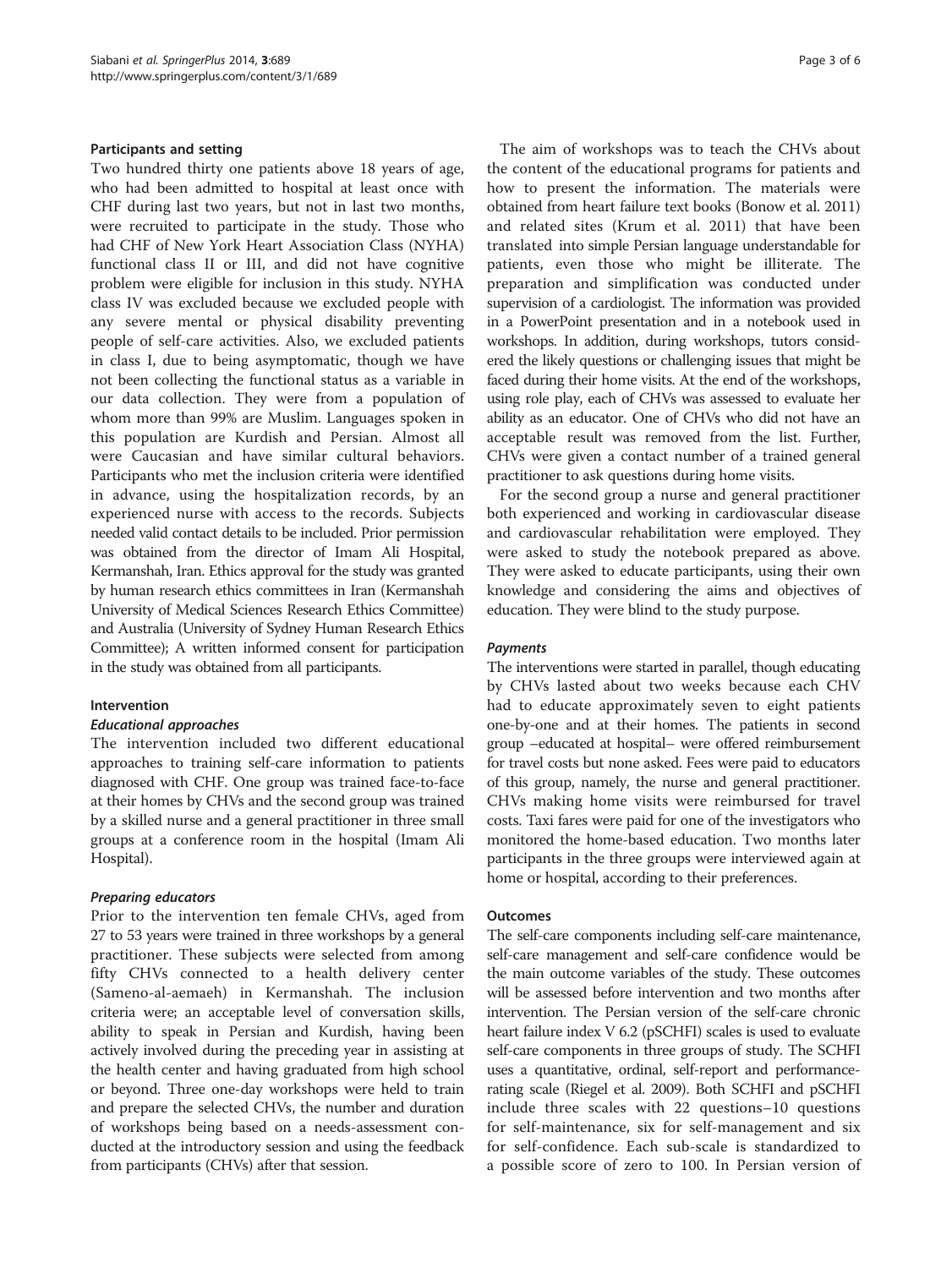### Participants and setting

Two hundred thirty one patients above 18 years of age, who had been admitted to hospital at least once with CHF during last two years, but not in last two months, were recruited to participate in the study. Those who had CHF of New York Heart Association Class (NYHA) functional class II or III, and did not have cognitive problem were eligible for inclusion in this study. NYHA class IV was excluded because we excluded people with any severe mental or physical disability preventing people of self-care activities. Also, we excluded patients in class I, due to being asymptomatic, though we have not been collecting the functional status as a variable in our data collection. They were from a population of whom more than 99% are Muslim. Languages spoken in this population are Kurdish and Persian. Almost all were Caucasian and have similar cultural behaviors. Participants who met the inclusion criteria were identified in advance, using the hospitalization records, by an experienced nurse with access to the records. Subjects needed valid contact details to be included. Prior permission was obtained from the director of Imam Ali Hospital, Kermanshah, Iran. Ethics approval for the study was granted by human research ethics committees in Iran (Kermanshah University of Medical Sciences Research Ethics Committee) and Australia (University of Sydney Human Research Ethics Committee); A written informed consent for participation in the study was obtained from all participants.

### Intervention

#### *Educational approaches*

The intervention included two different educational approaches to training self-care information to patients diagnosed with CHF. One group was trained face-to-face at their homes by CHVs and the second group was trained by a skilled nurse and a general practitioner in three small groups at a conference room in the hospital (Imam Ali Hospital).

#### *Preparing educators*

Prior to the intervention ten female CHVs, aged from 27 to 53 years were trained in three workshops by a general practitioner. These subjects were selected from among fifty CHVs connected to a health delivery center (Sameno-al-aemaeh) in Kermanshah. The inclusion criteria were; an acceptable level of conversation skills, ability to speak in Persian and Kurdish, having been actively involved during the preceding year in assisting at the health center and having graduated from high school or beyond. Three one-day workshops were held to train and prepare the selected CHVs, the number and duration of workshops being based on a needs-assessment conducted at the introductory session and using the feedback from participants (CHVs) after that session.

The aim of workshops was to teach the CHVs about the content of the educational programs for patients and how to present the information. The materials were obtained from heart failure text books (Bonow et al. 2011) and related sites (Krum et al. 2011) that have been translated into simple Persian language understandable for patients, even those who might be illiterate. The preparation and simplification was conducted under supervision of a cardiologist. The information was provided in a PowerPoint presentation and in a notebook used in workshops. In addition, during workshops, tutors considered the likely questions or challenging issues that might be faced during their home visits. At the end of the workshops, using role play, each of CHVs was assessed to evaluate her ability as an educator. One of CHVs who did not have an acceptable result was removed from the list. Further, CHVs were given a contact number of a trained general practitioner to ask questions during home visits.

For the second group a nurse and general practitioner both experienced and working in cardiovascular disease and cardiovascular rehabilitation were employed. They were asked to study the notebook prepared as above. They were asked to educate participants, using their own knowledge and considering the aims and objectives of education. They were blind to the study purpose.

#### *Payments*

The interventions were started in parallel, though educating by CHVs lasted about two weeks because each CHV had to educate approximately seven to eight patients one-by-one and at their homes. The patients in second group –educated at hospital– were offered reimbursement for travel costs but none asked. Fees were paid to educators of this group, namely, the nurse and general practitioner. CHVs making home visits were reimbursed for travel costs. Taxi fares were paid for one of the investigators who monitored the home-based education. Two months later participants in the three groups were interviewed again at home or hospital, according to their preferences.

### Outcomes

The self-care components including self-care maintenance, self-care management and self-care confidence would be the main outcome variables of the study. These outcomes will be assessed before intervention and two months after intervention. The Persian version of the self-care chronic heart failure index V 6.2 (pSCHFI) scales is used to evaluate self-care components in three groups of study. The SCHFI uses a quantitative, ordinal, self-report and performance-rating scale (Riegel et al. 2009). Both SCHFI and pSCHFI include three scales with 22 questions–10 questions for self-maintenance, six for self-management and six for self-confidence. Each sub-scale is standardized to a possible score of zero to 100. In Persian version of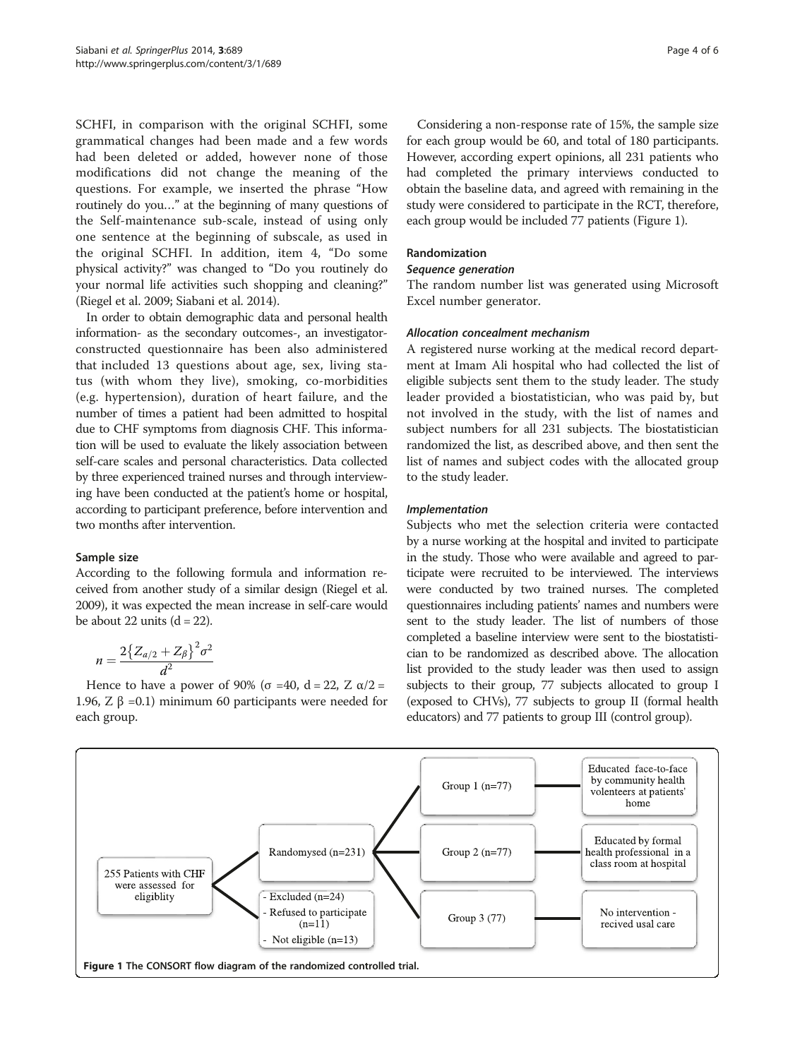SCHFI, in comparison with the original SCHFI, some grammatical changes had been made and a few words had been deleted or added, however none of those modifications did not change the meaning of the questions. For example, we inserted the phrase "How routinely do you…" at the beginning of many questions of the Self-maintenance sub-scale, instead of using only one sentence at the beginning of subscale, as used in the original SCHFI. In addition, item 4, "Do some physical activity?" was changed to "Do you routinely do your normal life activities such shopping and cleaning?" (Riegel et al. 2009; Siabani et al. 2014).

In order to obtain demographic data and personal health information- as the secondary outcomes-, an investigator-constructed questionnaire has been also administered that included 13 questions about age, sex, living status (with whom they live), smoking, co-morbidities (e.g. hypertension), duration of heart failure, and the number of times a patient had been admitted to hospital due to CHF symptoms from diagnosis CHF. This information will be used to evaluate the likely association between self-care scales and personal characteristics. Data collected by three experienced trained nurses and through interviewing have been conducted at the patient's home or hospital, according to participant preference, before intervention and two months after intervention.

### Sample size

According to the following formula and information received from another study of a similar design (Riegel et al. 2009), it was expected the mean increase in self-care would be about 22 units (d = 22).

$$n = \frac{2\{Z_{a/2} + Z_{\beta}\}^2 \sigma^2}{d^2}$$

Hence to have a power of 90% ($\sigma$ =40, d = 22, Z $\alpha/2$ = 1.96, Z $\beta$ =0.1) minimum 60 participants were needed for each group.

Considering a non-response rate of 15%, the sample size for each group would be 60, and total of 180 participants. However, according expert opinions, all 231 patients who had completed the primary interviews conducted to obtain the baseline data, and agreed with remaining in the study were considered to participate in the RCT, therefore, each group would be included 77 patients (Figure 1).

### Randomization

#### *Sequence generation*

The random number list was generated using Microsoft Excel number generator.

#### *Allocation concealment mechanism*

A registered nurse working at the medical record department at Imam Ali hospital who had collected the list of eligible subjects sent them to the study leader. The study leader provided a biostatistician, who was paid by, but not involved in the study, with the list of names and subject numbers for all 231 subjects. The biostatistician randomized the list, as described above, and then sent the list of names and subject codes with the allocated group to the study leader.

#### *Implementation*

Subjects who met the selection criteria were contacted by a nurse working at the hospital and invited to participate in the study. Those who were available and agreed to participate were recruited to be interviewed. The interviews were conducted by two trained nurses. The completed questionnaires including patients' names and numbers were sent to the study leader. The list of numbers of those completed a baseline interview were sent to the biostatistician to be randomized as described above. The allocation list provided to the study leader was then used to assign subjects to their group, 77 subjects allocated to group I (exposed to CHVs), 77 subjects to group II (formal health educators) and 77 patients to group III (control group).

255 Patients with CHF were assessed for eligiblity

Randomysed (n=231)

- Excluded (n=24)
- Refused to participate (n=11)
- Not eligible (n=13)

Group 1 (n=77) — Educated face-to-face by community health volenteers at patients' home

Group 2 (n=77) — Educated by formal health professional in a class room at hospital

Group 3 (77) — No intervention - recived usal care

**Figure 1** The CONSORT flow diagram of the randomized controlled trial.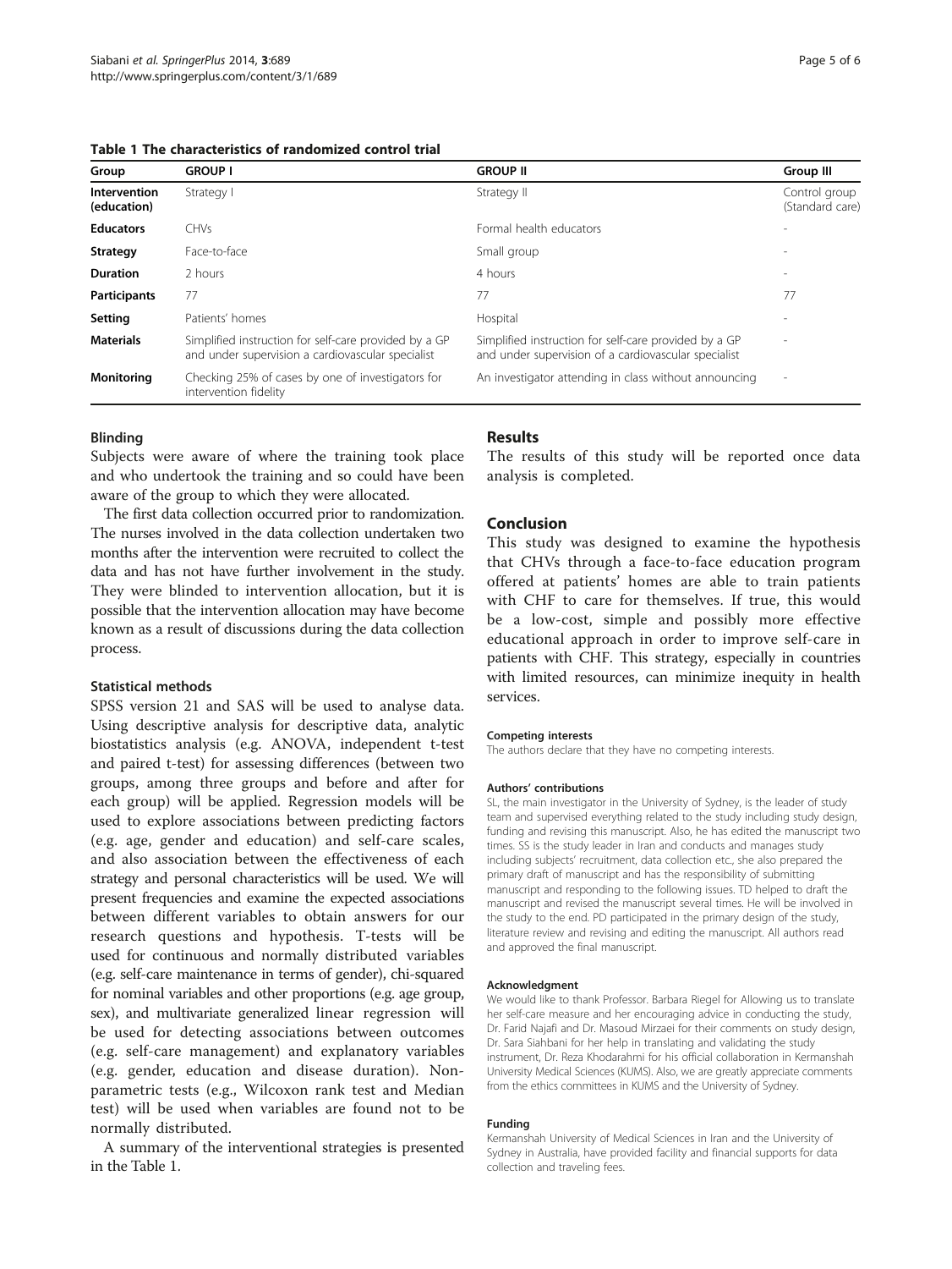**Table 1 The characteristics of randomized control trial**

| Group | GROUP I | GROUP II | Group III |
|---|---|---|---|
| **Intervention (education)** | Strategy I | Strategy II | Control group (Standard care) |
| **Educators** | CHVs | Formal health educators | - |
| **Strategy** | Face-to-face | Small group | - |
| **Duration** | 2 hours | 4 hours | - |
| **Participants** | 77 | 77 | 77 |
| **Setting** | Patients' homes | Hospital | - |
| **Materials** | Simplified instruction for self-care provided by a GP and under supervision a cardiovascular specialist | Simplified instruction for self-care provided by a GP and under supervision of a cardiovascular specialist | - |
| **Monitoring** | Checking 25% of cases by one of investigators for intervention fidelity | An investigator attending in class without announcing | - |

### Blinding

Subjects were aware of where the training took place and who undertook the training and so could have been aware of the group to which they were allocated.

The first data collection occurred prior to randomization. The nurses involved in the data collection undertaken two months after the intervention were recruited to collect the data and has not have further involvement in the study. They were blinded to intervention allocation, but it is possible that the intervention allocation may have become known as a result of discussions during the data collection process.

### Statistical methods

SPSS version 21 and SAS will be used to analyse data. Using descriptive analysis for descriptive data, analytic biostatistics analysis (e.g. ANOVA, independent t-test and paired t-test) for assessing differences (between two groups, among three groups and before and after for each group) will be applied. Regression models will be used to explore associations between predicting factors (e.g. age, gender and education) and self-care scales, and also association between the effectiveness of each strategy and personal characteristics will be used. We will present frequencies and examine the expected associations between different variables to obtain answers for our research questions and hypothesis. T-tests will be used for continuous and normally distributed variables (e.g. self-care maintenance in terms of gender), chi-squared for nominal variables and other proportions (e.g. age group, sex), and multivariate generalized linear regression will be used for detecting associations between outcomes (e.g. self-care management) and explanatory variables (e.g. gender, education and disease duration). Non-parametric tests (e.g., Wilcoxon rank test and Median test) will be used when variables are found not to be normally distributed.

A summary of the interventional strategies is presented in the Table 1.

## Results

The results of this study will be reported once data analysis is completed.

## Conclusion

This study was designed to examine the hypothesis that CHVs through a face-to-face education program offered at patients' homes are able to train patients with CHF to care for themselves. If true, this would be a low-cost, simple and possibly more effective educational approach in order to improve self-care in patients with CHF. This strategy, especially in countries with limited resources, can minimize inequity in health services.

#### Competing interests

The authors declare that they have no competing interests.

#### Authors' contributions

SL, the main investigator in the University of Sydney, is the leader of study team and supervised everything related to the study including study design, funding and revising this manuscript. Also, he has edited the manuscript two times. SS is the study leader in Iran and conducts and manages study including subjects' recruitment, data collection etc., she also prepared the primary draft of manuscript and has the responsibility of submitting manuscript and responding to the following issues. TD helped to draft the manuscript and revised the manuscript several times. He will be involved in the study to the end. PD participated in the primary design of the study, literature review and revising and editing the manuscript. All authors read and approved the final manuscript.

#### Acknowledgment

We would like to thank Professor. Barbara Riegel for Allowing us to translate her self-care measure and her encouraging advice in conducting the study, Dr. Farid Najafi and Dr. Masoud Mirzaei for their comments on study design, Dr. Sara Siahbani for her help in translating and validating the study instrument, Dr. Reza Khodarahmi for his official collaboration in Kermanshah University Medical Sciences (KUMS). Also, we are greatly appreciate comments from the ethics committees in KUMS and the University of Sydney.

#### Funding

Kermanshah University of Medical Sciences in Iran and the University of Sydney in Australia, have provided facility and financial supports for data collection and traveling fees.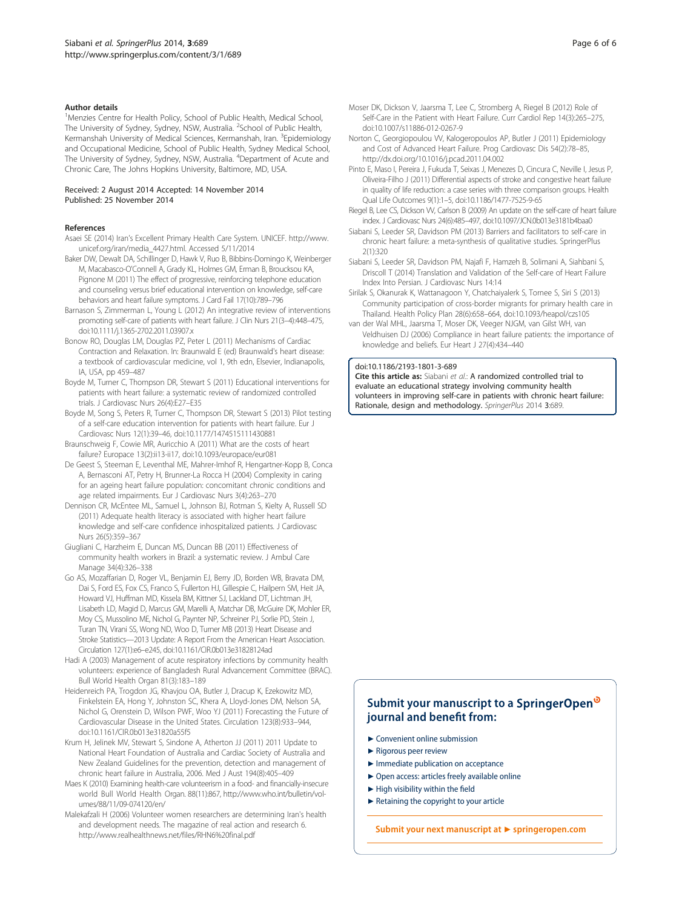#### Author details

[1]Menzies Centre for Health Policy, School of Public Health, Medical School, The University of Sydney, Sydney, NSW, Australia. [2]School of Public Health, Kermanshah University of Medical Sciences, Kermanshah, Iran. [3]Epidemiology and Occupational Medicine, School of Public Health, Sydney Medical School, The University of Sydney, Sydney, NSW, Australia. [4]Department of Acute and Chronic Care, The Johns Hopkins University, Baltimore, MD, USA.

Received: 2 August 2014 Accepted: 14 November 2014
Published: 25 November 2014

#### References

Asaei SE (2014) Iran's Excellent Primary Health Care System. UNICEF. http://www.unicef.org/iran/media_4427.html. Accessed 5/11/2014

Baker DW, Dewalt DA, Schillinger D, Hawk V, Ruo B, Bibbins-Domingo K, Weinberger M, Macabasco-O'Connell A, Grady KL, Holmes GM, Erman B, Broucksou KA, Pignone M (2011) The effect of progressive, reinforcing telephone education and counseling versus brief educational intervention on knowledge, self-care behaviors and heart failure symptoms. J Card Fail 17(10):789–796

Barnason S, Zimmerman L, Young L (2012) An integrative review of interventions promoting self-care of patients with heart failure. J Clin Nurs 21(3–4):448–475, doi:10.1111/j.1365-2702.2011.03907.x

Bonow RO, Douglas LM, Douglas PZ, Peter L (2011) Mechanisms of Cardiac Contraction and Relaxation. In: Braunwald E (ed) Braunwald's heart disease: a textbook of cardiovascular medicine, vol 1, 9th edn, Elsevier, Indianapolis, IA, USA, pp 459–487

Boyde M, Turner C, Thompson DR, Stewart S (2011) Educational interventions for patients with heart failure: a systematic review of randomized controlled trials. J Cardiovasc Nurs 26(4):E27–E35

Boyde M, Song S, Peters R, Turner C, Thompson DR, Stewart S (2013) Pilot testing of a self-care education intervention for patients with heart failure. Eur J Cardiovasc Nurs 12(1):39–46, doi:10.1177/1474515111430881

Braunschweig F, Cowie MR, Auricchio A (2011) What are the costs of heart failure? Europace 13(2):ii13-ii17, doi:10.1093/europace/eur081

De Geest S, Steeman E, Leventhal ME, Mahrer-Imhof R, Hengartner-Kopp B, Conca A, Bernasconi AT, Petry H, Brunner-La Rocca H (2004) Complexity in caring for an ageing heart failure population: concomitant chronic conditions and age related impairments. Eur J Cardiovasc Nurs 3(4):263–270

Dennison CR, McEntee ML, Samuel L, Johnson BJ, Rotman S, Kielty A, Russell SD (2011) Adequate health literacy is associated with higher heart failure knowledge and self-care confidence inhospitalized patients. J Cardiovasc Nurs 26(5):359–367

Giugliani C, Harzheim E, Duncan MS, Duncan BB (2011) Effectiveness of community health workers in Brazil: a systematic review. J Ambul Care Manage 34(4):326–338

Go AS, Mozaffarian D, Roger VL, Benjamin EJ, Berry JD, Borden WB, Bravata DM, Dai S, Ford ES, Fox CS, Franco S, Fullerton HJ, Gillespie C, Hailpern SM, Heit JA, Howard VJ, Huffman MD, Kissela BM, Kittner SJ, Lackland DT, Lichtman JH, Lisabeth LD, Magid D, Marcus GM, Marelli A, Matchar DB, McGuire DK, Mohler ER, Moy CS, Mussolino ME, Nichol G, Paynter NP, Schreiner PJ, Sorlie PD, Stein J, Turan TN, Virani SS, Wong ND, Woo D, Turner MB (2013) Heart Disease and Stroke Statistics—2013 Update: A Report From the American Heart Association. Circulation 127(1):e6–e245, doi:10.1161/CIR.0b013e31828124ad

Hadi A (2003) Management of acute respiratory infections by community health volunteers: experience of Bangladesh Rural Advancement Committee (BRAC). Bull World Health Organ 81(3):183–189

Heidenreich PA, Trogdon JG, Khavjou OA, Butler J, Dracup K, Ezekowitz MD, Finkelstein EA, Hong Y, Johnston SC, Khera A, Lloyd-Jones DM, Nelson SA, Nichol G, Orenstein D, Wilson PWF, Woo YJ (2011) Forecasting the Future of Cardiovascular Disease in the United States. Circulation 123(8):933–944, doi:10.1161/CIR.0b013e31820a55f5

Krum H, Jelinek MV, Stewart S, Sindone A, Atherton JJ (2011) 2011 Update to National Heart Foundation of Australia and Cardiac Society of Australia and New Zealand Guidelines for the prevention, detection and management of chronic heart failure in Australia, 2006. Med J Aust 194(8):405–409

Maes K (2010) Examining health-care volunteerism in a food- and financially-insecure world Bull World Health Organ. 88(11):867, http://www.who.int/bulletin/volumes/88/11/09-074120/en/

Malekafzali H (2006) Volunteer women researchers are determining Iran's health and development needs. The magazine of real action and research 6. http://www.realhealthnews.net/files/RHN6%20final.pdf

Moser DK, Dickson V, Jaarsma T, Lee C, Stromberg A, Riegel B (2012) Role of Self-Care in the Patient with Heart Failure. Curr Cardiol Rep 14(3):265–275, doi:10.1007/s11886-012-0267-9

Norton C, Georgiopoulou VV, Kalogeropoulos AP, Butler J (2011) Epidemiology and Cost of Advanced Heart Failure. Prog Cardiovasc Dis 54(2):78–85, http://dx.doi.org/10.1016/j.pcad.2011.04.002

Pinto E, Maso I, Pereira J, Fukuda T, Seixas J, Menezes D, Cincura C, Neville I, Jesus P, Oliveira-Filho J (2011) Differential aspects of stroke and congestive heart failure in quality of life reduction: a case series with three comparison groups. Health Qual Life Outcomes 9(1):1–5, doi:10.1186/1477-7525-9-65

Riegel B, Lee CS, Dickson VV, Carlson B (2009) An update on the self-care of heart failure index. J Cardiovasc Nurs 24(6):485–497, doi:10.1097/JCN.0b013e3181b4baa0

Siabani S, Leeder SR, Davidson PM (2013) Barriers and facilitators to self-care in chronic heart failure: a meta-synthesis of qualitative studies. SpringerPlus 2(1):320

Siabani S, Leeder SR, Davidson PM, Najafi F, Hamzeh B, Solimani A, Siahbani S, Driscoll T (2014) Translation and Validation of the Self-care of Heart Failure Index Into Persian. J Cardiovasc Nurs 14:14

Sirilak S, Okanurak K, Wattanagoon Y, Chatchaiyalerk S, Tornee S, Siri S (2013) Community participation of cross-border migrants for primary health care in Thailand. Health Policy Plan 28(6):658–664, doi:10.1093/heapol/czs105

van der Wal MHL, Jaarsma T, Moser DK, Veeger NJGM, van Gilst WH, van Veldhuisen DJ (2006) Compliance in heart failure patients: the importance of knowledge and beliefs. Eur Heart J 27(4):434–440

doi:10.1186/2193-1801-3-689
**Cite this article as:** Siabani *et al.*: A randomized controlled trial to evaluate an educational strategy involving community health volunteers in improving self-care in patients with chronic heart failure: Rationale, design and methodology. *SpringerPlus* 2014 **3**:689.

**Submit your manuscript to a SpringerOpen journal and benefit from:**

- ► Convenient online submission
- ► Rigorous peer review
- ► Immediate publication on acceptance
- ► Open access: articles freely available online
- ► High visibility within the field
- ► Retaining the copyright to your article

**Submit your next manuscript at ► springeropen.com**